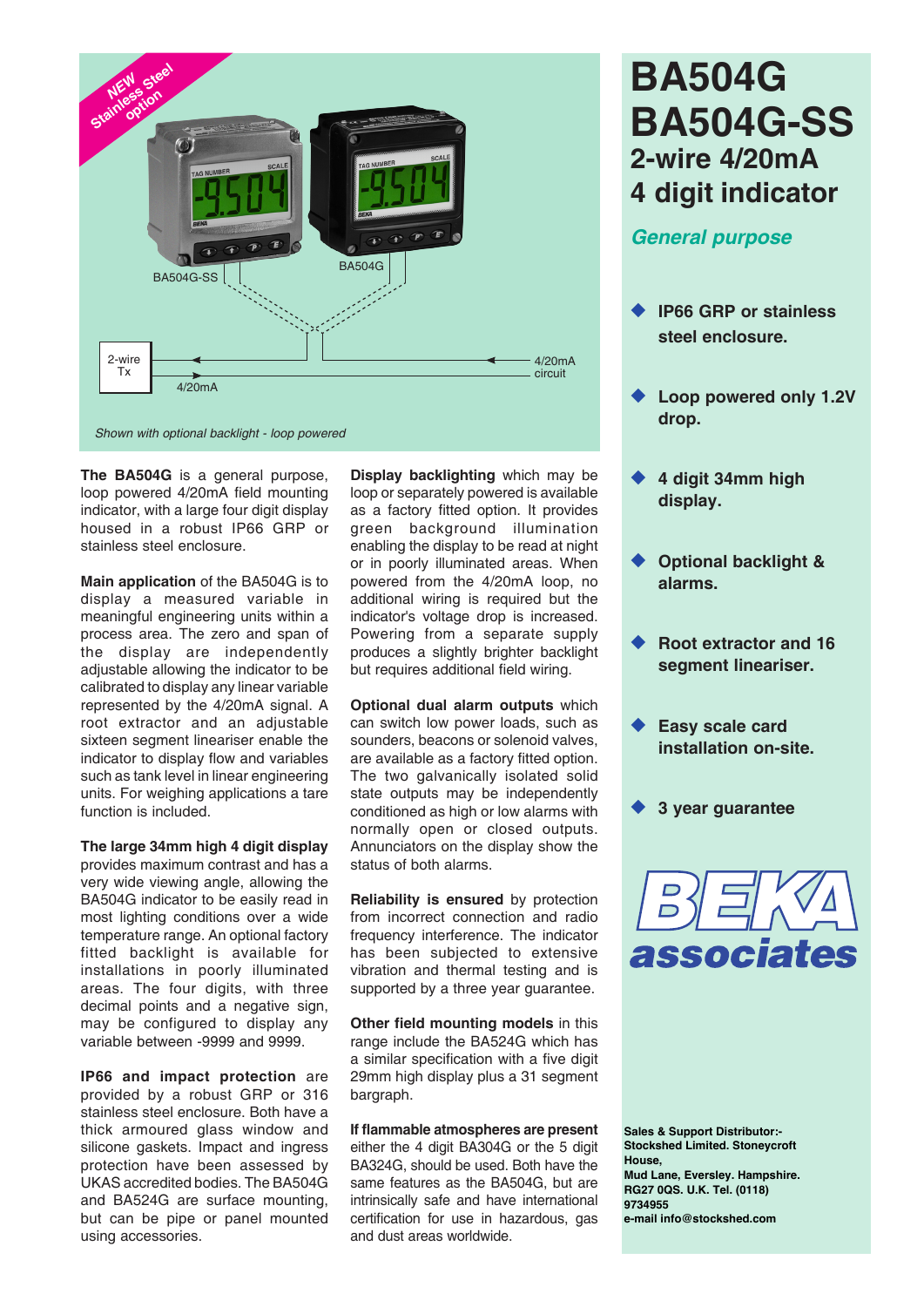# BA504G
# BA504G-SS
## 2-wire 4/20mA
## 4 digit indicator

*General purpose*

- **IP66 GRP or stainless steel enclosure.**
- **Loop powered only 1.2V drop.**
- **4 digit 34mm high display.**
- **Optional backlight & alarms.**
- **Root extractor and 16 segment lineariser.**
- **Easy scale card installation on-site.**
- **3 year guarantee**

NEW Stainless Steel option

BA504G-SS

BA504G

2-wire Tx

4/20mA

4/20mA circuit

*Shown with optional backlight - loop powered*

**The BA504G** is a general purpose, loop powered 4/20mA field mounting indicator, with a large four digit display housed in a robust IP66 GRP or stainless steel enclosure.

**Main application** of the BA504G is to display a measured variable in meaningful engineering units within a process area. The zero and span of the display are independently adjustable allowing the indicator to be calibrated to display any linear variable represented by the 4/20mA signal. A root extractor and an adjustable sixteen segment lineariser enable the indicator to display flow and variables such as tank level in linear engineering units. For weighing applications a tare function is included.

**The large 34mm high 4 digit display** provides maximum contrast and has a very wide viewing angle, allowing the BA504G indicator to be easily read in most lighting conditions over a wide temperature range. An optional factory fitted backlight is available for installations in poorly illuminated areas. The four digits, with three decimal points and a negative sign, may be configured to display any variable between -9999 and 9999.

**IP66 and impact protection** are provided by a robust GRP or 316 stainless steel enclosure. Both have a thick armoured glass window and silicone gaskets. Impact and ingress protection have been assessed by UKAS accredited bodies. The BA504G and BA524G are surface mounting, but can be pipe or panel mounted using accessories.

**Display backlighting** which may be loop or separately powered is available as a factory fitted option. It provides green background illumination enabling the display to be read at night or in poorly illuminated areas. When powered from the 4/20mA loop, no additional wiring is required but the indicator's voltage drop is increased. Powering from a separate supply produces a slightly brighter backlight but requires additional field wiring.

**Optional dual alarm outputs** which can switch low power loads, such as sounders, beacons or solenoid valves, are available as a factory fitted option. The two galvanically isolated solid state outputs may be independently conditioned as high or low alarms with normally open or closed outputs. Annunciators on the display show the status of both alarms.

**Reliability is ensured** by protection from incorrect connection and radio frequency interference. The indicator has been subjected to extensive vibration and thermal testing and is supported by a three year guarantee.

**Other field mounting models** in this range include the BA524G which has a similar specification with a five digit 29mm high display plus a 31 segment bargraph.

**If flammable atmospheres are present** either the 4 digit BA304G or the 5 digit BA324G, should be used. Both have the same features as the BA504G, but are intrinsically safe and have international certification for use in hazardous, gas and dust areas worldwide.

BEKA associates

**Sales & Support Distributor:-**
**Stockshed Limited. Stoneycroft House,**
**Mud Lane, Eversley. Hampshire. RG27 0QS. U.K. Tel. (0118) 9734955**
**e-mail info@stockshed.com**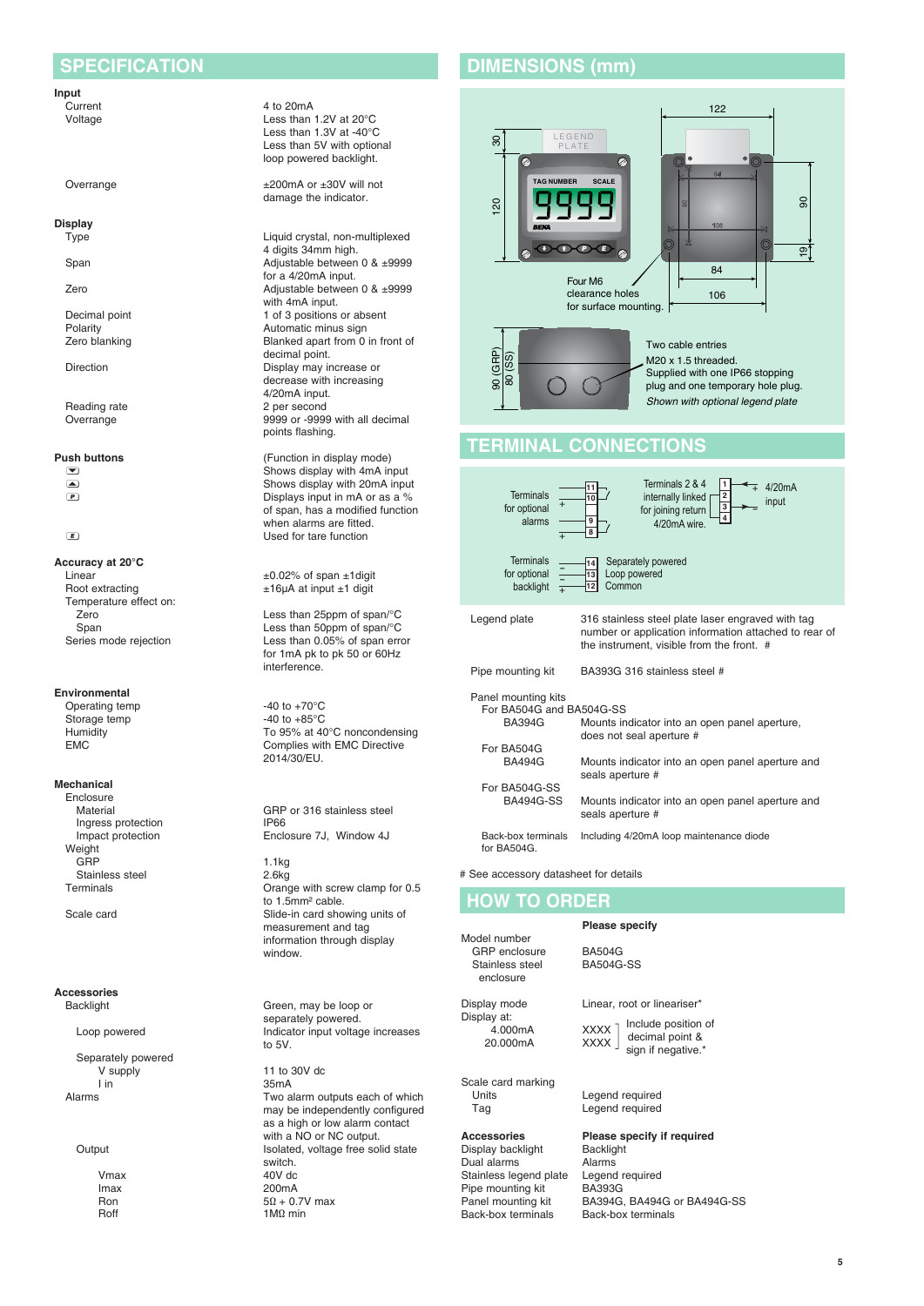## SPECIFICATION

**Input**

| | |
|---|---|
| Current | 4 to 20mA |
| Voltage | Less than 1.2V at 20°C<br>Less than 1.3V at -40°C<br>Less than 5V with optional loop powered backlight. |
| Overrange | ±200mA or ±30V will not damage the indicator. |

**Display**

| | |
|---|---|
| Type | Liquid crystal, non-multiplexed 4 digits 34mm high. |
| Span | Adjustable between 0 & ±9999 for a 4/20mA input. |
| Zero | Adjustable between 0 & ±9999 with 4mA input. |
| Decimal point | 1 of 3 positions or absent |
| Polarity | Automatic minus sign |
| Zero blanking | Blanked apart from 0 in front of decimal point. |
| Direction | Display may increase or decrease with increasing 4/20mA input. |
| Reading rate | 2 per second |
| Overrange | 9999 or -9999 with all decimal points flashing. |

**Push buttons**

| | |
|---|---|
| | (Function in display mode) |
| ▼ | Shows display with 4mA input |
| ▲ | Shows display with 20mA input |
| P | Displays input in mA or as a % of span, has a modified function when alarms are fitted. |
| E | Used for tare function |

**Accuracy at 20°C**

| | |
|---|---|
| Linear | ±0.02% of span ±1digit |
| Root extracting | ±16µA at input ±1 digit |
| Temperature effect on: | |
| Zero | Less than 25ppm of span/°C |
| Span | Less than 50ppm of span/°C |
| Series mode rejection | Less than 0.05% of span error for 1mA pk to pk 50 or 60Hz interference. |

**Environmental**

| | |
|---|---|
| Operating temp | -40 to +70°C |
| Storage temp | -40 to +85°C |
| Humidity | To 95% at 40°C noncondensing |
| EMC | Complies with EMC Directive 2014/30/EU. |

**Mechanical**

| | |
|---|---|
| Enclosure | |
| Material | GRP or 316 stainless steel |
| Ingress protection | IP66 |
| Impact protection | Enclosure 7J, Window 4J |
| Weight | |
| GRP | 1.1kg |
| Stainless steel | 2.6kg |
| Terminals | Orange with screw clamp for 0.5 to 1.5mm² cable. |
| Scale card | Slide-in card showing units of measurement and tag information through display window. |

**Accessories**

| | |
|---|---|
| Backlight | Green, may be loop or separately powered. |
| Loop powered | Indicator input voltage increases to 5V. |
| Separately powered | |
| V supply | 11 to 30V dc |
| I in | 35mA |
| Alarms | Two alarm outputs each of which may be independently configured as a high or low alarm contact with a NO or NC output. |
| Output | Isolated, voltage free solid state switch. |
| Vmax | 40V dc |
| Imax | 200mA |
| Ron | 5Ω + 0.7V max |
| Roff | 1MΩ min |

## DIMENSIONS (mm)

122
30
120
LEGEND PLATE
TAG NUMBER SCALE
9999
BEKA
84
90
19
106
84
Four M6 clearance holes for surface mounting.
90 (GRP)
80 (SS)
Two cable entries
M20 x 1.5 threaded.
Supplied with one IP66 stopping plug and one temporary hole plug.
*Shown with optional legend plate*

## TERMINAL CONNECTIONS

Terminals for optional alarms: 11, 10, 9, 8
Terminals 2 & 4 internally linked for joining return 4/20mA wire.
Terminals 1, 2, 3, 4 — 4/20mA input
Terminals for optional backlight: 14 Separately powered, 13 Loop powered, 12 Common

| | |
|---|---|
| Legend plate | 316 stainless steel plate laser engraved with tag number or application information attached to rear of the instrument, visible from the front. # |
| Pipe mounting kit | BA393G 316 stainless steel # |
| Panel mounting kits | |
| For BA504G and BA504G-SS | |
| BA394G | Mounts indicator into an open panel aperture, does not seal aperture # |
| For BA504G | |
| BA494G | Mounts indicator into an open panel aperture and seals aperture # |
| For BA504G-SS | |
| BA494G-SS | Mounts indicator into an open panel aperture and seals aperture # |
| Back-box terminals for BA504G. | Including 4/20mA loop maintenance diode |

# See accessory datasheet for details

## HOW TO ORDER

| | **Please specify** |
|---|---|
| Model number | |
| GRP enclosure | BA504G |
| Stainless steel enclosure | BA504G-SS |
| Display mode | Linear, root or lineariser* |
| Display at: | |
| 4.000mA | XXXX — Include position of decimal point & sign if negative.* |
| 20.000mA | XXXX |
| Scale card marking | |
| Units | Legend required |
| Tag | Legend required |
| **Accessories** | **Please specify if required** |
| Display backlight | Backlight |
| Dual alarms | Alarms |
| Stainless legend plate | Legend required |
| Pipe mounting kit | BA393G |
| Panel mounting kit | BA394G, BA494G or BA494G-SS |
| Back-box terminals | Back-box terminals |